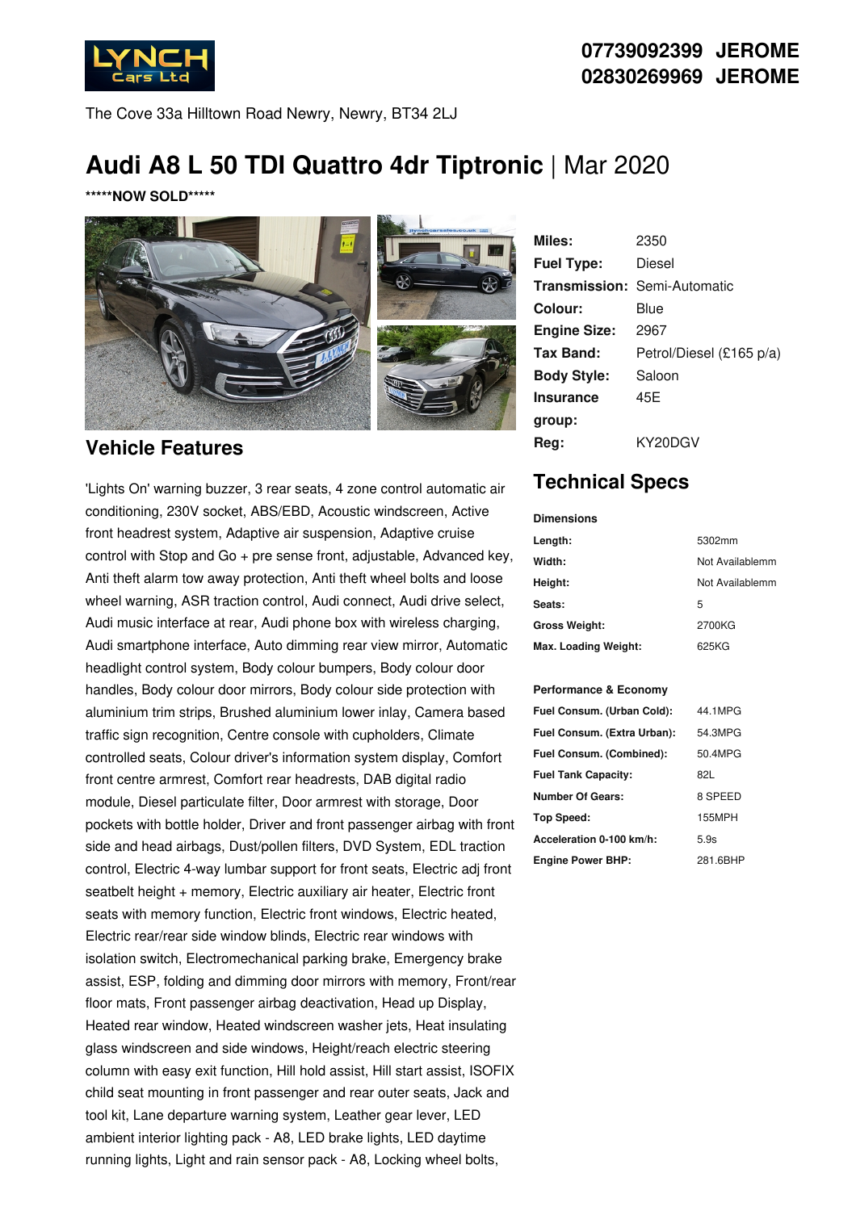07739092399 JEROME
02830269969 JEROME

The Cove 33a Hilltown Road Newry, Newry, BT34 2LJ

# Audi A8 L 50 TDI Quattro 4dr Tiptronic | Mar 2020

*****NOW SOLD*****

| | |
|---|---|
| **Miles:** | 2350 |
| **Fuel Type:** | Diesel |
| **Transmission:** | Semi-Automatic |
| **Colour:** | Blue |
| **Engine Size:** | 2967 |
| **Tax Band:** | Petrol/Diesel (£165 p/a) |
| **Body Style:** | Saloon |
| **Insurance group:** | 45E |
| **Reg:** | KY20DGV |

## Vehicle Features

'Lights On' warning buzzer, 3 rear seats, 4 zone control automatic air conditioning, 230V socket, ABS/EBD, Acoustic windscreen, Active front headrest system, Adaptive air suspension, Adaptive cruise control with Stop and Go + pre sense front, adjustable, Advanced key, Anti theft alarm tow away protection, Anti theft wheel bolts and loose wheel warning, ASR traction control, Audi connect, Audi drive select, Audi music interface at rear, Audi phone box with wireless charging, Audi smartphone interface, Auto dimming rear view mirror, Automatic headlight control system, Body colour bumpers, Body colour door handles, Body colour door mirrors, Body colour side protection with aluminium trim strips, Brushed aluminium lower inlay, Camera based traffic sign recognition, Centre console with cupholders, Climate controlled seats, Colour driver's information system display, Comfort front centre armrest, Comfort rear headrests, DAB digital radio module, Diesel particulate filter, Door armrest with storage, Door pockets with bottle holder, Driver and front passenger airbag with front side and head airbags, Dust/pollen filters, DVD System, EDL traction control, Electric 4-way lumbar support for front seats, Electric adj front seatbelt height + memory, Electric auxiliary air heater, Electric front seats with memory function, Electric front windows, Electric heated, Electric rear/rear side window blinds, Electric rear windows with isolation switch, Electromechanical parking brake, Emergency brake assist, ESP, folding and dimming door mirrors with memory, Front/rear floor mats, Front passenger airbag deactivation, Head up Display, Heated rear window, Heated windscreen washer jets, Heat insulating glass windscreen and side windows, Height/reach electric steering column with easy exit function, Hill hold assist, Hill start assist, ISOFIX child seat mounting in front passenger and rear outer seats, Jack and tool kit, Lane departure warning system, Leather gear lever, LED ambient interior lighting pack - A8, LED brake lights, LED daytime running lights, Light and rain sensor pack - A8, Locking wheel bolts,

## Technical Specs

### Dimensions

| | |
|---|---|
| **Length:** | 5302mm |
| **Width:** | Not Availablemm |
| **Height:** | Not Availablemm |
| **Seats:** | 5 |
| **Gross Weight:** | 2700KG |
| **Max. Loading Weight:** | 625KG |

### Performance & Economy

| | |
|---|---|
| **Fuel Consum. (Urban Cold):** | 44.1MPG |
| **Fuel Consum. (Extra Urban):** | 54.3MPG |
| **Fuel Consum. (Combined):** | 50.4MPG |
| **Fuel Tank Capacity:** | 82L |
| **Number Of Gears:** | 8 SPEED |
| **Top Speed:** | 155MPH |
| **Acceleration 0-100 km/h:** | 5.9s |
| **Engine Power BHP:** | 281.6BHP |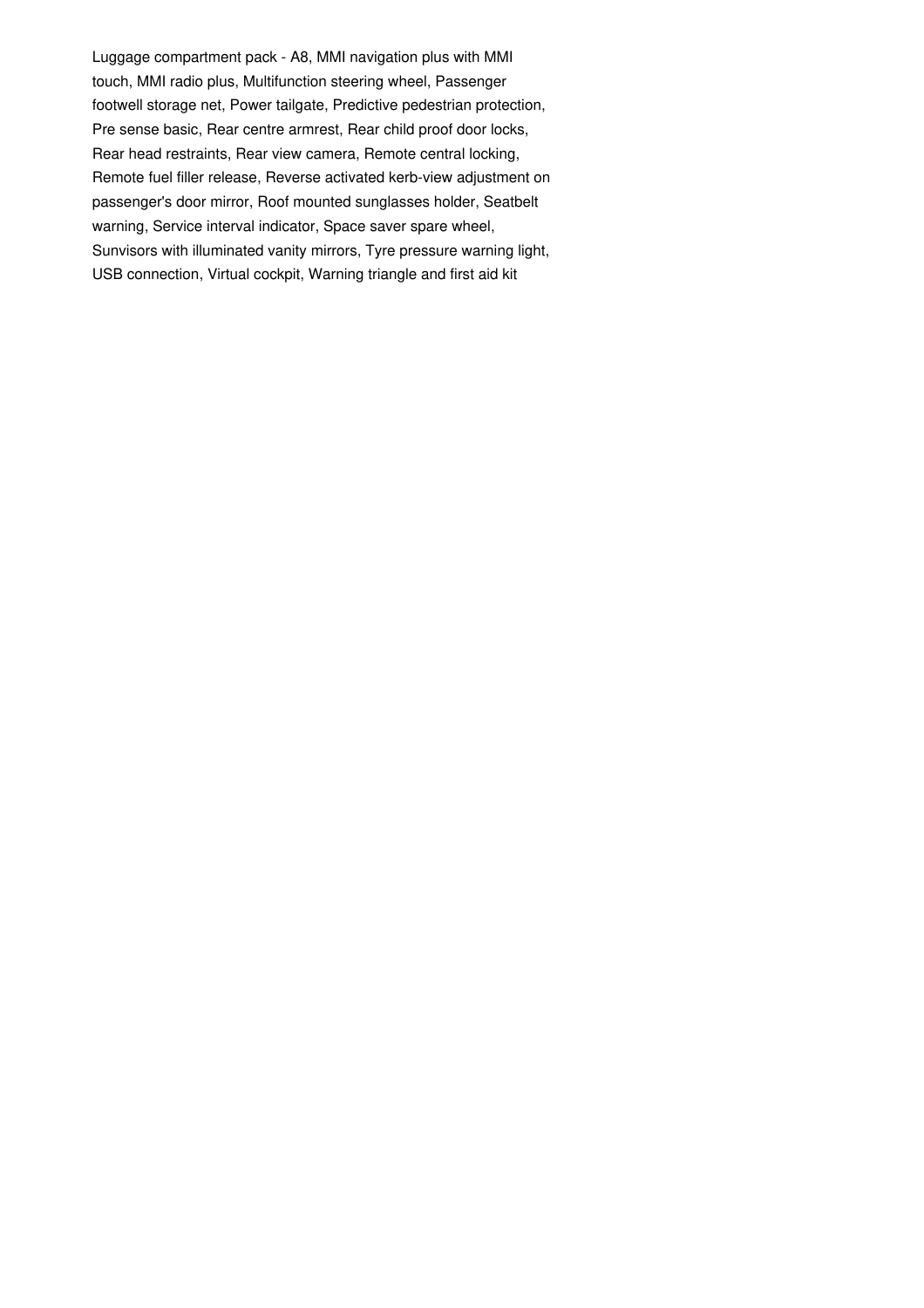Luggage compartment pack - A8, MMI navigation plus with MMI touch, MMI radio plus, Multifunction steering wheel, Passenger footwell storage net, Power tailgate, Predictive pedestrian protection, Pre sense basic, Rear centre armrest, Rear child proof door locks, Rear head restraints, Rear view camera, Remote central locking, Remote fuel filler release, Reverse activated kerb-view adjustment on passenger's door mirror, Roof mounted sunglasses holder, Seatbelt warning, Service interval indicator, Space saver spare wheel, Sunvisors with illuminated vanity mirrors, Tyre pressure warning light, USB connection, Virtual cockpit, Warning triangle and first aid kit